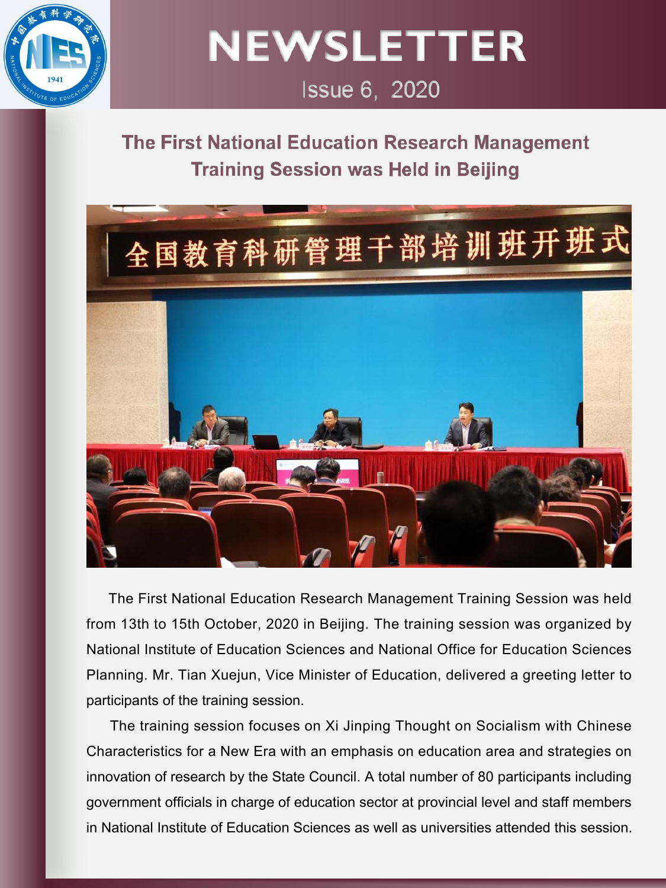# NEWSLETTER

Issue 6, 2020

## The First National Education Research Management Training Session was Held in Beijing

The First National Education Research Management Training Session was held from 13th to 15th October, 2020 in Beijing. The training session was organized by National Institute of Education Sciences and National Office for Education Sciences Planning. Mr. Tian Xuejun, Vice Minister of Education, delivered a greeting letter to participants of the training session.

The training session focuses on Xi Jinping Thought on Socialism with Chinese Characteristics for a New Era with an emphasis on education area and strategies on innovation of research by the State Council. A total number of 80 participants including government officials in charge of education sector at provincial level and staff members in National Institute of Education Sciences as well as universities attended this session.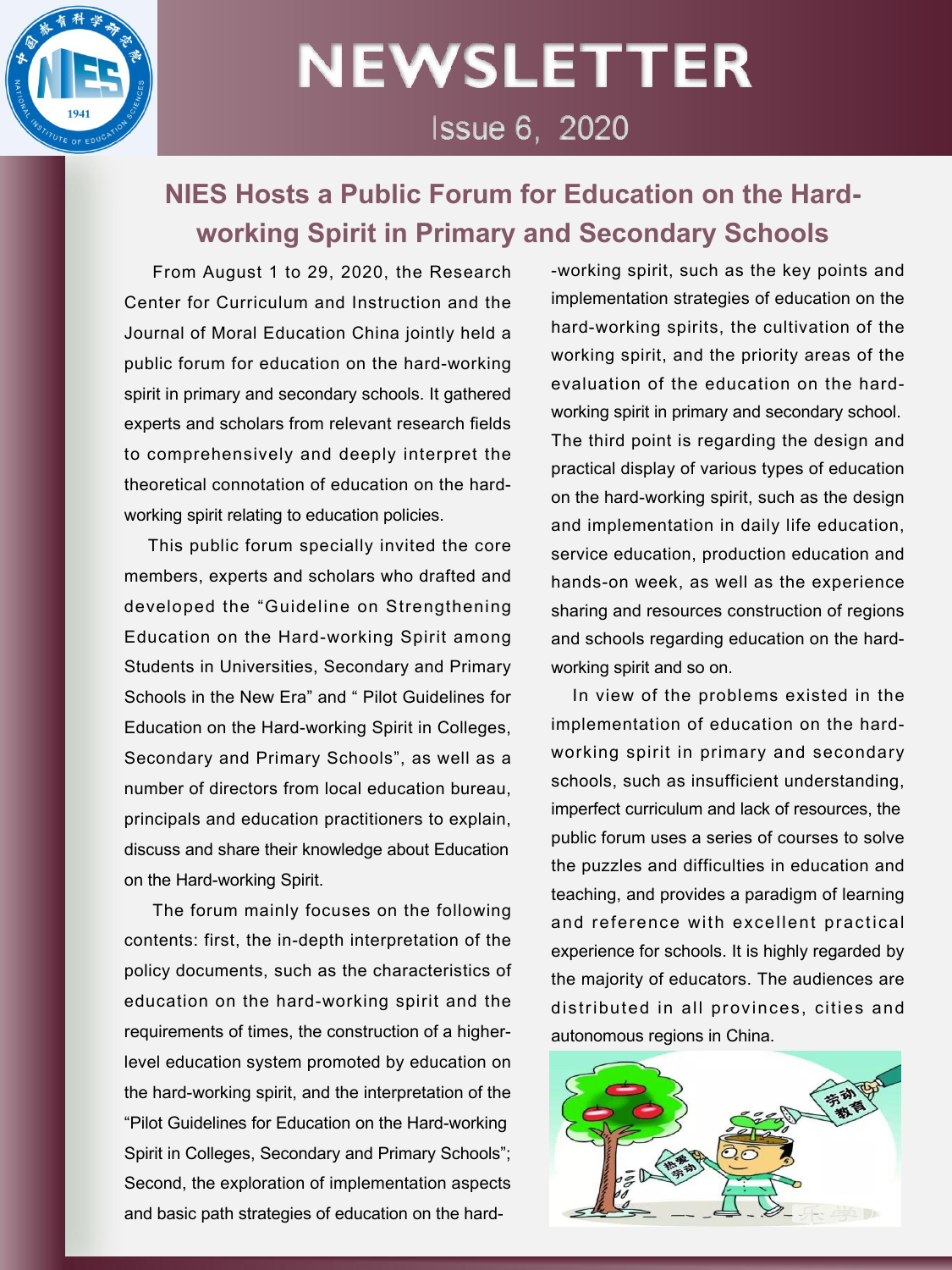# NEWSLETTER

Issue 6, 2020

## NIES Hosts a Public Forum for Education on the Hard-working Spirit in Primary and Secondary Schools

From August 1 to 29, 2020, the Research Center for Curriculum and Instruction and the Journal of Moral Education China jointly held a public forum for education on the hard-working spirit in primary and secondary schools. It gathered experts and scholars from relevant research fields to comprehensively and deeply interpret the theoretical connotation of education on the hard-working spirit relating to education policies.

This public forum specially invited the core members, experts and scholars who drafted and developed the "Guideline on Strengthening Education on the Hard-working Spirit among Students in Universities, Secondary and Primary Schools in the New Era" and " Pilot Guidelines for Education on the Hard-working Spirit in Colleges, Secondary and Primary Schools", as well as a number of directors from local education bureau, principals and education practitioners to explain, discuss and share their knowledge about Education on the Hard-working Spirit.

The forum mainly focuses on the following contents: first, the in-depth interpretation of the policy documents, such as the characteristics of education on the hard-working spirit and the requirements of times, the construction of a higher-level education system promoted by education on the hard-working spirit, and the interpretation of the "Pilot Guidelines for Education on the Hard-working Spirit in Colleges, Secondary and Primary Schools"; Second, the exploration of implementation aspects and basic path strategies of education on the hard-working spirit, such as the key points and implementation strategies of education on the hard-working spirits, the cultivation of the working spirit, and the priority areas of the evaluation of the education on the hard-working spirit in primary and secondary school. The third point is regarding the design and practical display of various types of education on the hard-working spirit, such as the design and implementation in daily life education, service education, production education and hands-on week, as well as the experience sharing and resources construction of regions and schools regarding education on the hard-working spirit and so on.

In view of the problems existed in the implementation of education on the hard-working spirit in primary and secondary schools, such as insufficient understanding, imperfect curriculum and lack of resources, the public forum uses a series of courses to solve the puzzles and difficulties in education and teaching, and provides a paradigm of learning and reference with excellent practical experience for schools. It is highly regarded by the majority of educators. The audiences are distributed in all provinces, cities and autonomous regions in China.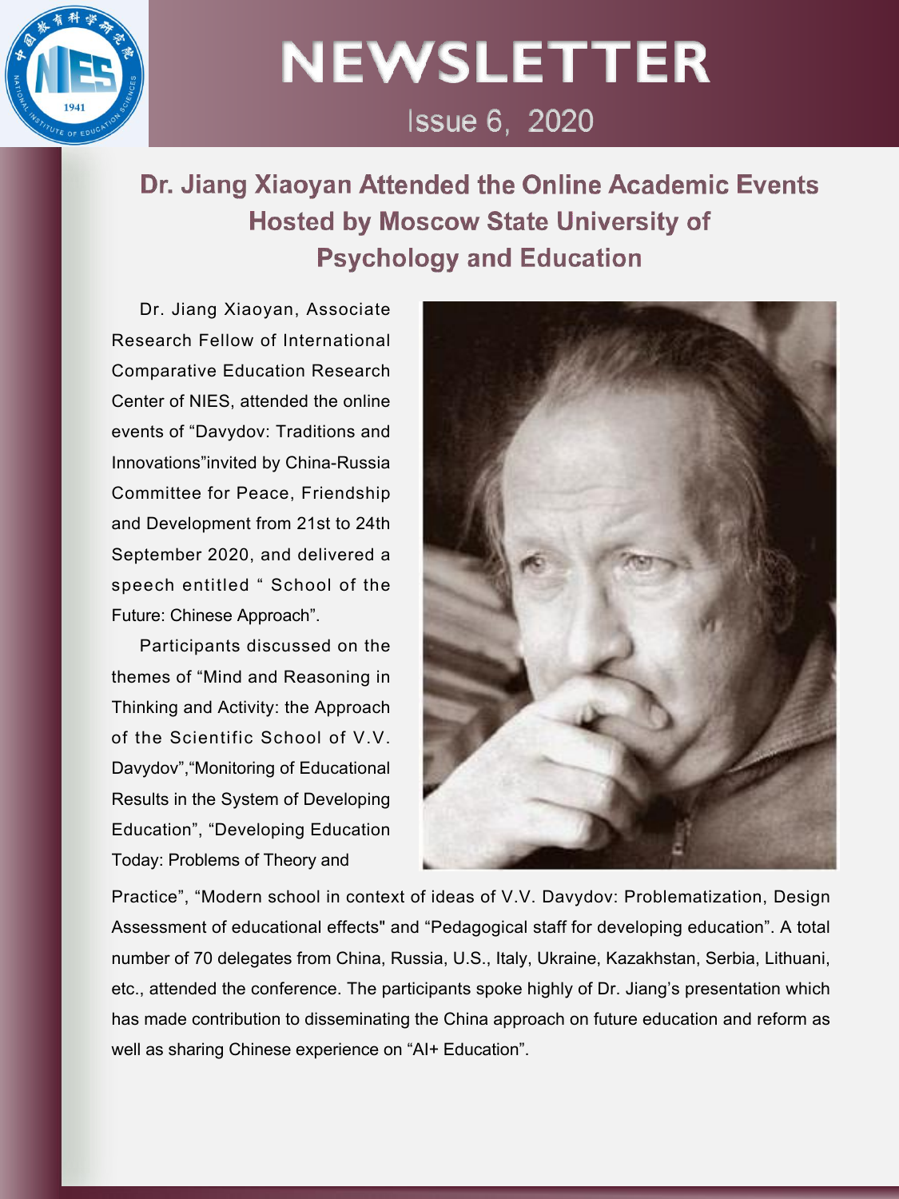# Dr. Jiang Xiaoyan Attended the Online Academic Events Hosted by Moscow State University of Psychology and Education

Dr. Jiang Xiaoyan, Associate Research Fellow of International Comparative Education Research Center of NIES, attended the online events of “Davydov: Traditions and Innovations”invited by China-Russia Committee for Peace, Friendship and Development from 21st to 24th September 2020, and delivered a speech entitled “ School of the Future: Chinese Approach”.

Participants discussed on the themes of “Mind and Reasoning in Thinking and Activity: the Approach of the Scientific School of V.V. Davydov”,“Monitoring of Educational Results in the System of Developing Education”, “Developing Education Today: Problems of Theory and Practice”, “Modern school in context of ideas of V.V. Davydov: Problematization, Design Assessment of educational effects" and “Pedagogical staff for developing education”. A total number of 70 delegates from China, Russia, U.S., Italy, Ukraine, Kazakhstan, Serbia, Lithuani, etc., attended the conference. The participants spoke highly of Dr. Jiang’s presentation which has made contribution to disseminating the China approach on future education and reform as well as sharing Chinese experience on “AI+ Education”.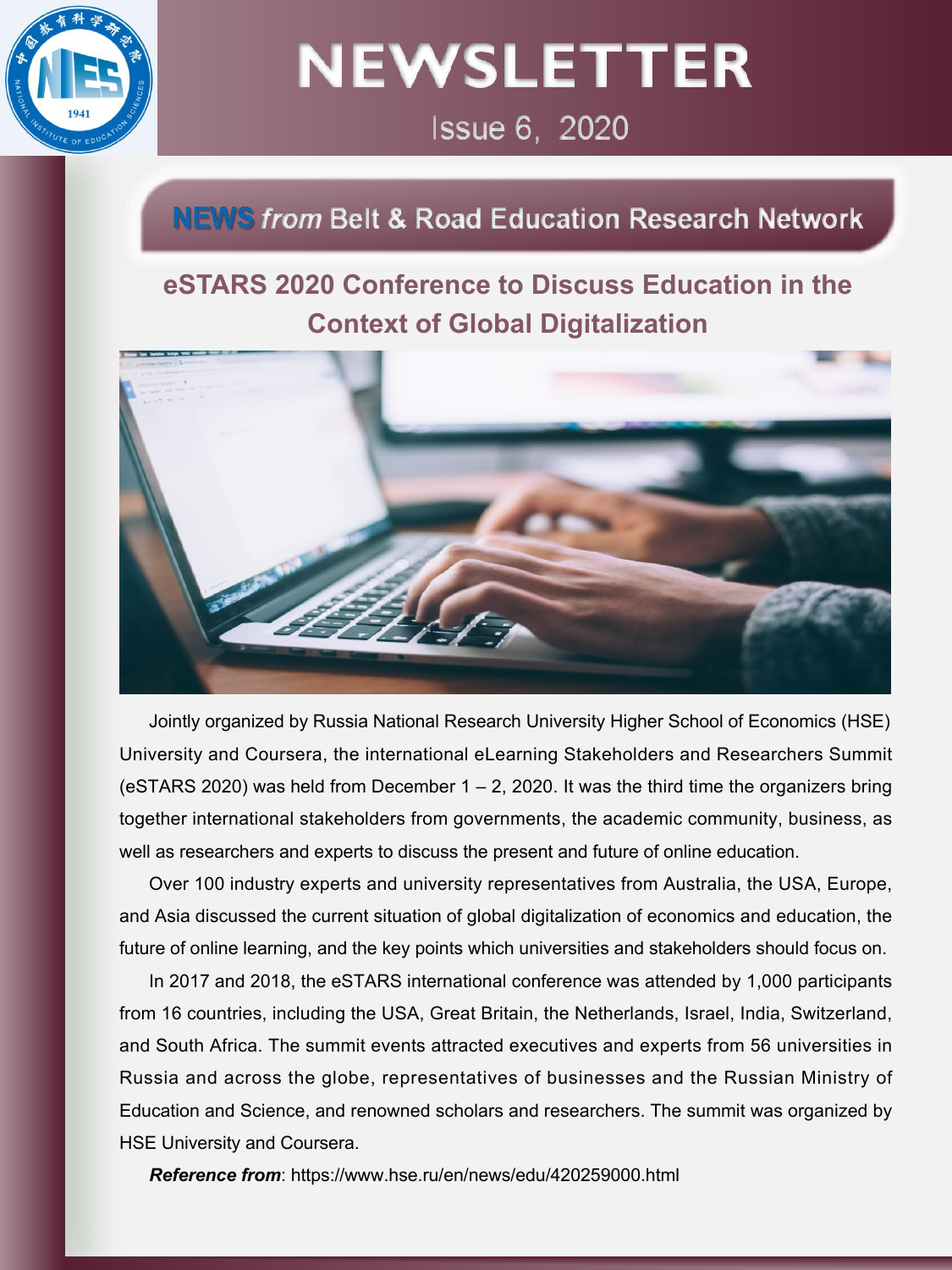# NEWSLETTER

Issue 6, 2020

## NEWS *from* Belt & Road Education Research Network

### eSTARS 2020 Conference to Discuss Education in the Context of Global Digitalization

Jointly organized by Russia National Research University Higher School of Economics (HSE) University and Coursera, the international eLearning Stakeholders and Researchers Summit (eSTARS 2020) was held from December 1 – 2, 2020. It was the third time the organizers bring together international stakeholders from governments, the academic community, business, as well as researchers and experts to discuss the present and future of online education.

Over 100 industry experts and university representatives from Australia, the USA, Europe, and Asia discussed the current situation of global digitalization of economics and education, the future of online learning, and the key points which universities and stakeholders should focus on.

In 2017 and 2018, the eSTARS international conference was attended by 1,000 participants from 16 countries, including the USA, Great Britain, the Netherlands, Israel, India, Switzerland, and South Africa. The summit events attracted executives and experts from 56 universities in Russia and across the globe, representatives of businesses and the Russian Ministry of Education and Science, and renowned scholars and researchers. The summit was organized by HSE University and Coursera.

***Reference from***: https://www.hse.ru/en/news/edu/420259000.html